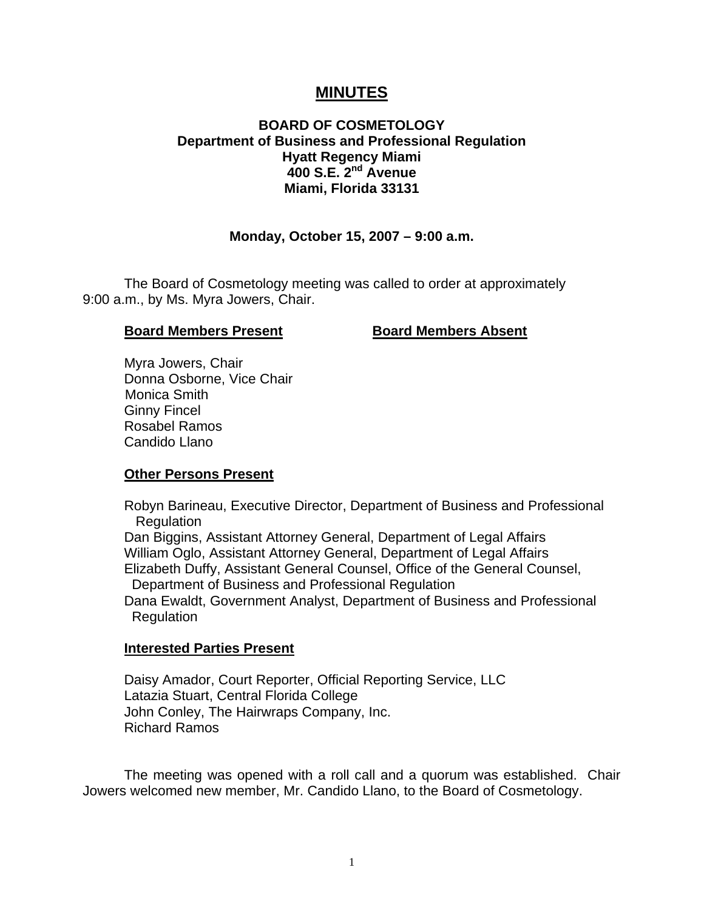# MINUTES

**BOARD OF COSMETOLOGY**
**Department of Business and Professional Regulation**
**Hyatt Regency Miami**
**400 S.E. 2nd Avenue**
**Miami, Florida 33131**

**Monday, October 15, 2007 – 9:00 a.m.**

The Board of Cosmetology meeting was called to order at approximately 9:00 a.m., by Ms. Myra Jowers, Chair.

| **Board Members Present** | **Board Members Absent** |
|---|---|
| Myra Jowers, Chair | |
| Donna Osborne, Vice Chair | |
| Monica Smith | |
| Ginny Fincel | |
| Rosabel Ramos | |
| Candido Llano | |

**Other Persons Present**

Robyn Barineau, Executive Director, Department of Business and Professional Regulation
Dan Biggins, Assistant Attorney General, Department of Legal Affairs
William Oglo, Assistant Attorney General, Department of Legal Affairs
Elizabeth Duffy, Assistant General Counsel, Office of the General Counsel, Department of Business and Professional Regulation
Dana Ewaldt, Government Analyst, Department of Business and Professional Regulation

**Interested Parties Present**

Daisy Amador, Court Reporter, Official Reporting Service, LLC
Latazia Stuart, Central Florida College
John Conley, The Hairwraps Company, Inc.
Richard Ramos

The meeting was opened with a roll call and a quorum was established. Chair Jowers welcomed new member, Mr. Candido Llano, to the Board of Cosmetology.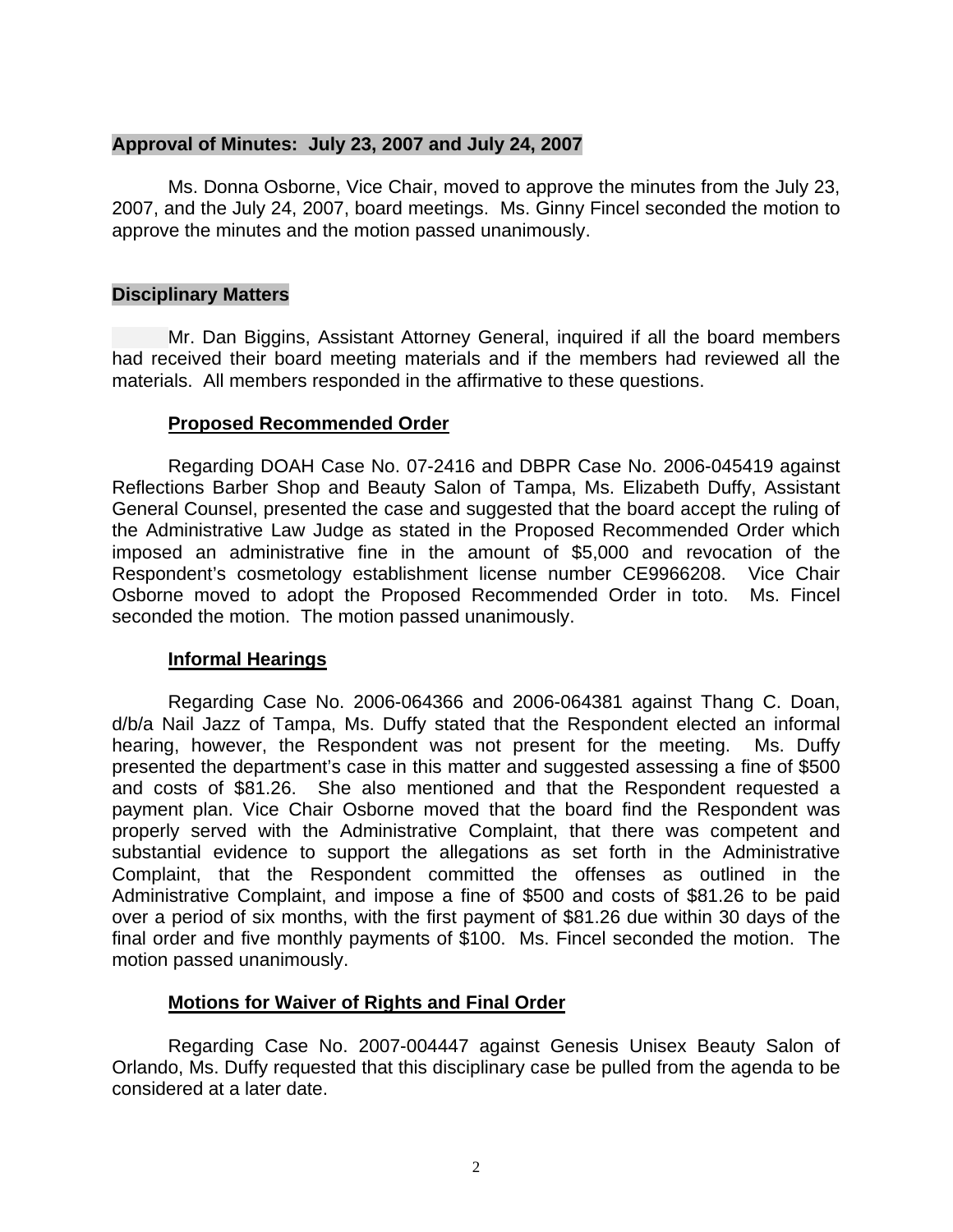**Approval of Minutes: July 23, 2007 and July 24, 2007**

Ms. Donna Osborne, Vice Chair, moved to approve the minutes from the July 23, 2007, and the July 24, 2007, board meetings. Ms. Ginny Fincel seconded the motion to approve the minutes and the motion passed unanimously.

**Disciplinary Matters**

Mr. Dan Biggins, Assistant Attorney General, inquired if all the board members had received their board meeting materials and if the members had reviewed all the materials. All members responded in the affirmative to these questions.

**Proposed Recommended Order**

Regarding DOAH Case No. 07-2416 and DBPR Case No. 2006-045419 against Reflections Barber Shop and Beauty Salon of Tampa, Ms. Elizabeth Duffy, Assistant General Counsel, presented the case and suggested that the board accept the ruling of the Administrative Law Judge as stated in the Proposed Recommended Order which imposed an administrative fine in the amount of $5,000 and revocation of the Respondent's cosmetology establishment license number CE9966208. Vice Chair Osborne moved to adopt the Proposed Recommended Order in toto. Ms. Fincel seconded the motion. The motion passed unanimously.

**Informal Hearings**

Regarding Case No. 2006-064366 and 2006-064381 against Thang C. Doan, d/b/a Nail Jazz of Tampa, Ms. Duffy stated that the Respondent elected an informal hearing, however, the Respondent was not present for the meeting. Ms. Duffy presented the department's case in this matter and suggested assessing a fine of $500 and costs of $81.26. She also mentioned and that the Respondent requested a payment plan. Vice Chair Osborne moved that the board find the Respondent was properly served with the Administrative Complaint, that there was competent and substantial evidence to support the allegations as set forth in the Administrative Complaint, that the Respondent committed the offenses as outlined in the Administrative Complaint, and impose a fine of $500 and costs of $81.26 to be paid over a period of six months, with the first payment of $81.26 due within 30 days of the final order and five monthly payments of $100. Ms. Fincel seconded the motion. The motion passed unanimously.

**Motions for Waiver of Rights and Final Order**

Regarding Case No. 2007-004447 against Genesis Unisex Beauty Salon of Orlando, Ms. Duffy requested that this disciplinary case be pulled from the agenda to be considered at a later date.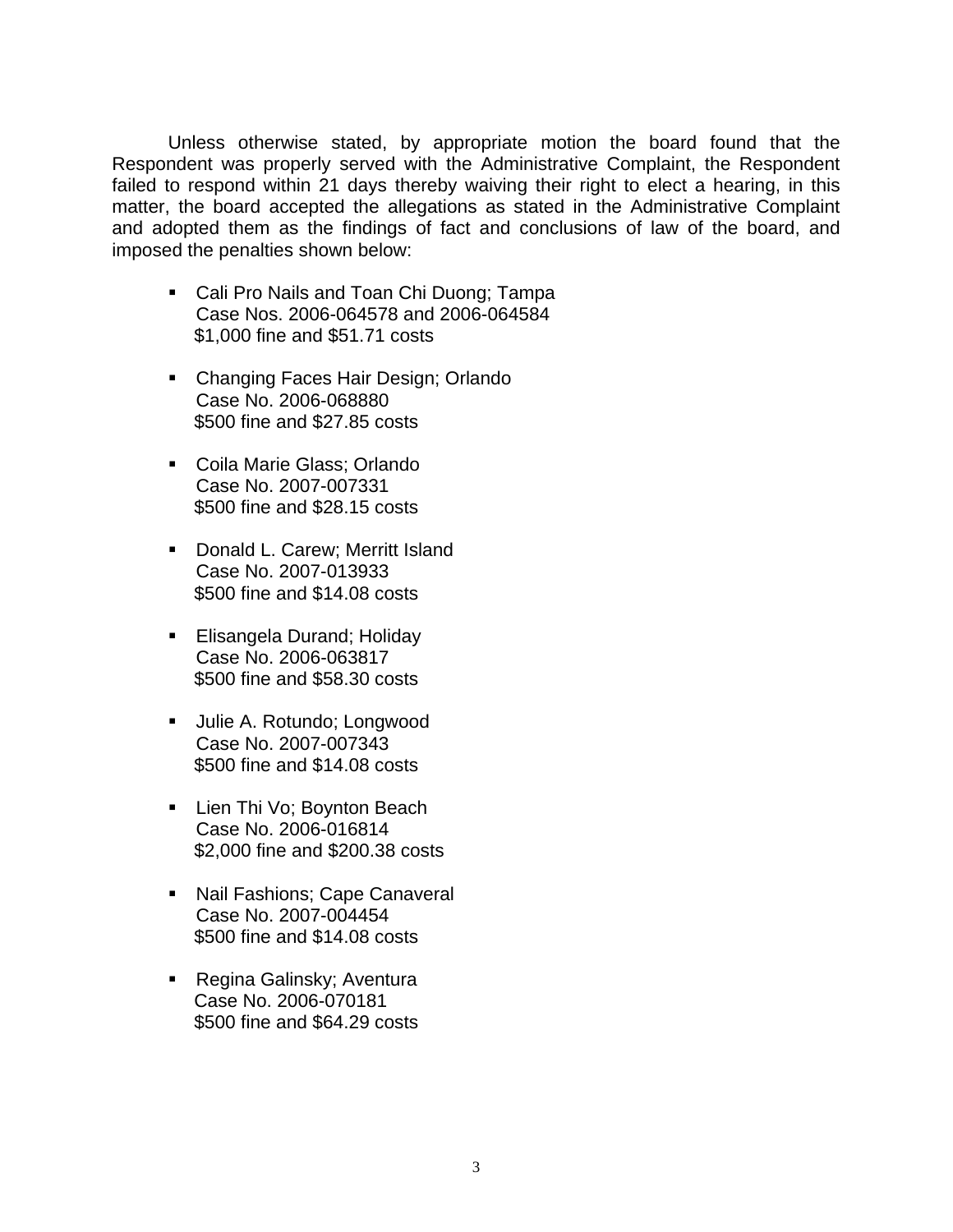Unless otherwise stated, by appropriate motion the board found that the Respondent was properly served with the Administrative Complaint, the Respondent failed to respond within 21 days thereby waiving their right to elect a hearing, in this matter, the board accepted the allegations as stated in the Administrative Complaint and adopted them as the findings of fact and conclusions of law of the board, and imposed the penalties shown below:

- Cali Pro Nails and Toan Chi Duong; Tampa
  Case Nos. 2006-064578 and 2006-064584
  $1,000 fine and $51.71 costs

- Changing Faces Hair Design; Orlando
  Case No. 2006-068880
  $500 fine and $27.85 costs

- Coila Marie Glass; Orlando
  Case No. 2007-007331
  $500 fine and $28.15 costs

- Donald L. Carew; Merritt Island
  Case No. 2007-013933
  $500 fine and $14.08 costs

- Elisangela Durand; Holiday
  Case No. 2006-063817
  $500 fine and $58.30 costs

- Julie A. Rotundo; Longwood
  Case No. 2007-007343
  $500 fine and $14.08 costs

- Lien Thi Vo; Boynton Beach
  Case No. 2006-016814
  $2,000 fine and $200.38 costs

- Nail Fashions; Cape Canaveral
  Case No. 2007-004454
  $500 fine and $14.08 costs

- Regina Galinsky; Aventura
  Case No. 2006-070181
  $500 fine and $64.29 costs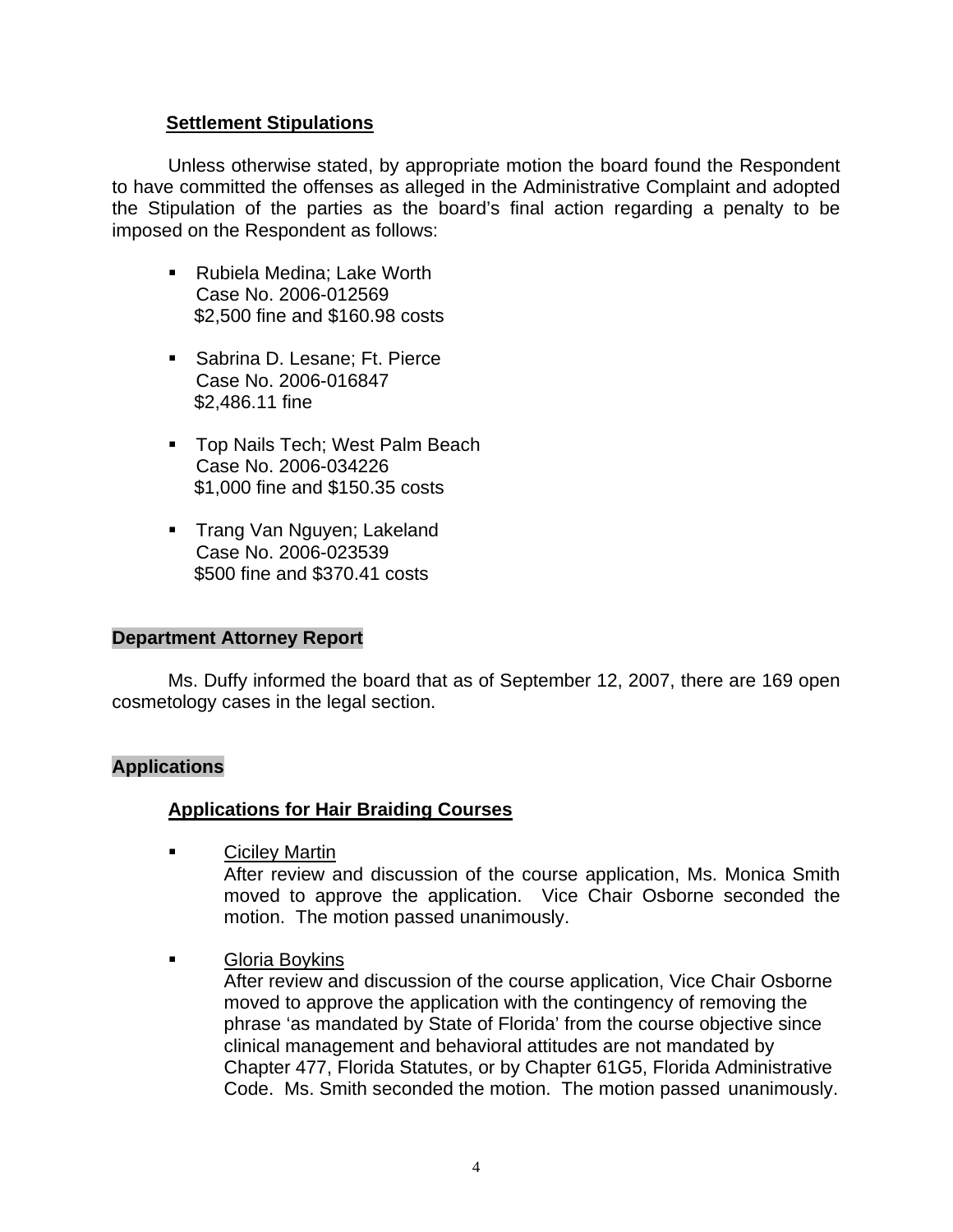### Settlement Stipulations

Unless otherwise stated, by appropriate motion the board found the Respondent to have committed the offenses as alleged in the Administrative Complaint and adopted the Stipulation of the parties as the board's final action regarding a penalty to be imposed on the Respondent as follows:

- Rubiela Medina; Lake Worth
  Case No. 2006-012569
  $2,500 fine and $160.98 costs

- Sabrina D. Lesane; Ft. Pierce
  Case No. 2006-016847
  $2,486.11 fine

- Top Nails Tech; West Palm Beach
  Case No. 2006-034226
  $1,000 fine and $150.35 costs

- Trang Van Nguyen; Lakeland
  Case No. 2006-023539
  $500 fine and $370.41 costs

## Department Attorney Report

Ms. Duffy informed the board that as of September 12, 2007, there are 169 open cosmetology cases in the legal section.

## Applications

### Applications for Hair Braiding Courses

- Ciciley Martin
  After review and discussion of the course application, Ms. Monica Smith moved to approve the application. Vice Chair Osborne seconded the motion. The motion passed unanimously.

- Gloria Boykins
  After review and discussion of the course application, Vice Chair Osborne moved to approve the application with the contingency of removing the phrase 'as mandated by State of Florida' from the course objective since clinical management and behavioral attitudes are not mandated by Chapter 477, Florida Statutes, or by Chapter 61G5, Florida Administrative Code. Ms. Smith seconded the motion. The motion passed unanimously.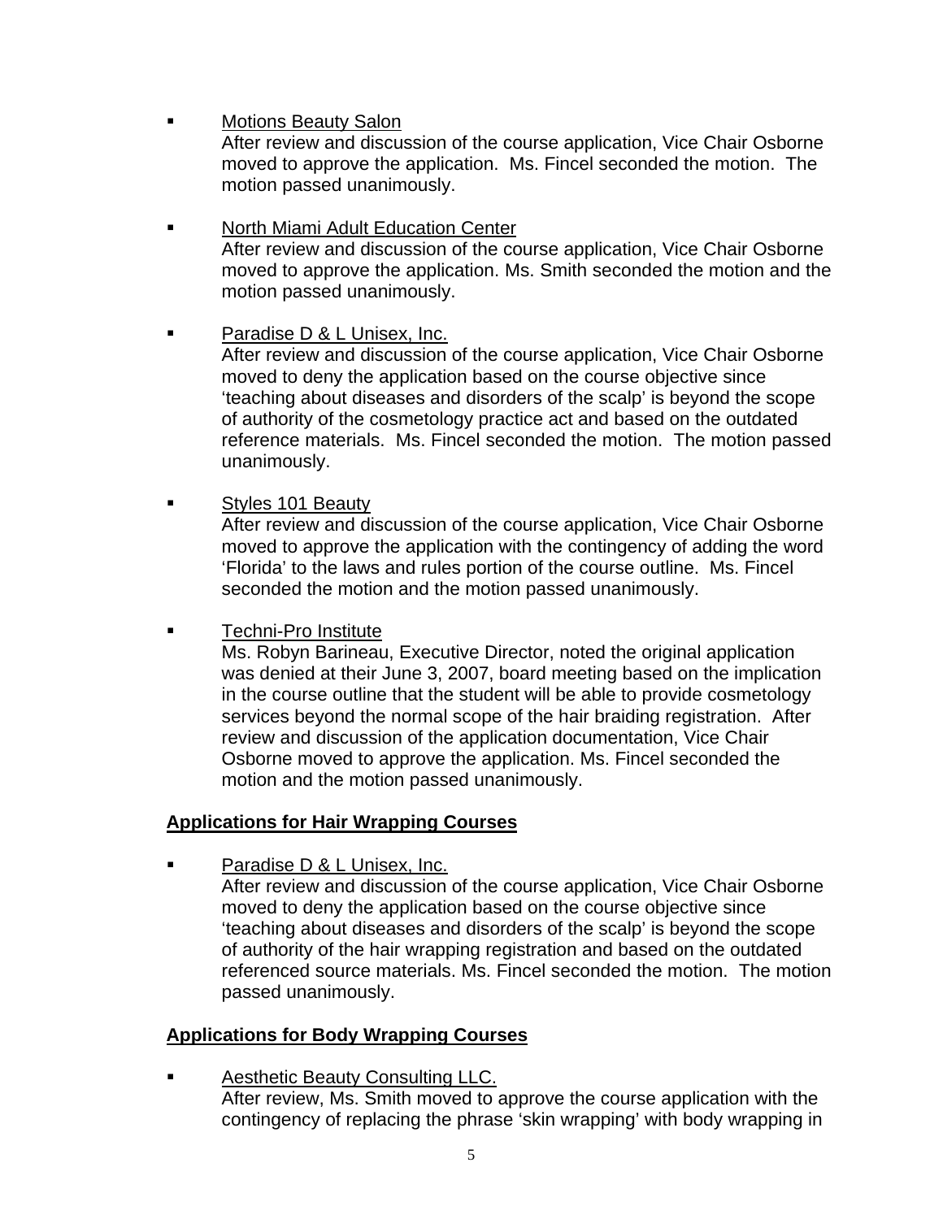- Motions Beauty Salon
  After review and discussion of the course application, Vice Chair Osborne moved to approve the application. Ms. Fincel seconded the motion. The motion passed unanimously.

- North Miami Adult Education Center
  After review and discussion of the course application, Vice Chair Osborne moved to approve the application. Ms. Smith seconded the motion and the motion passed unanimously.

- Paradise D & L Unisex, Inc.
  After review and discussion of the course application, Vice Chair Osborne moved to deny the application based on the course objective since 'teaching about diseases and disorders of the scalp' is beyond the scope of authority of the cosmetology practice act and based on the outdated reference materials. Ms. Fincel seconded the motion. The motion passed unanimously.

- Styles 101 Beauty
  After review and discussion of the course application, Vice Chair Osborne moved to approve the application with the contingency of adding the word 'Florida' to the laws and rules portion of the course outline. Ms. Fincel seconded the motion and the motion passed unanimously.

- Techni-Pro Institute
  Ms. Robyn Barineau, Executive Director, noted the original application was denied at their June 3, 2007, board meeting based on the implication in the course outline that the student will be able to provide cosmetology services beyond the normal scope of the hair braiding registration. After review and discussion of the application documentation, Vice Chair Osborne moved to approve the application. Ms. Fincel seconded the motion and the motion passed unanimously.

**Applications for Hair Wrapping Courses**

- Paradise D & L Unisex, Inc.
  After review and discussion of the course application, Vice Chair Osborne moved to deny the application based on the course objective since 'teaching about diseases and disorders of the scalp' is beyond the scope of authority of the hair wrapping registration and based on the outdated referenced source materials. Ms. Fincel seconded the motion. The motion passed unanimously.

**Applications for Body Wrapping Courses**

- Aesthetic Beauty Consulting LLC.
  After review, Ms. Smith moved to approve the course application with the contingency of replacing the phrase 'skin wrapping' with body wrapping in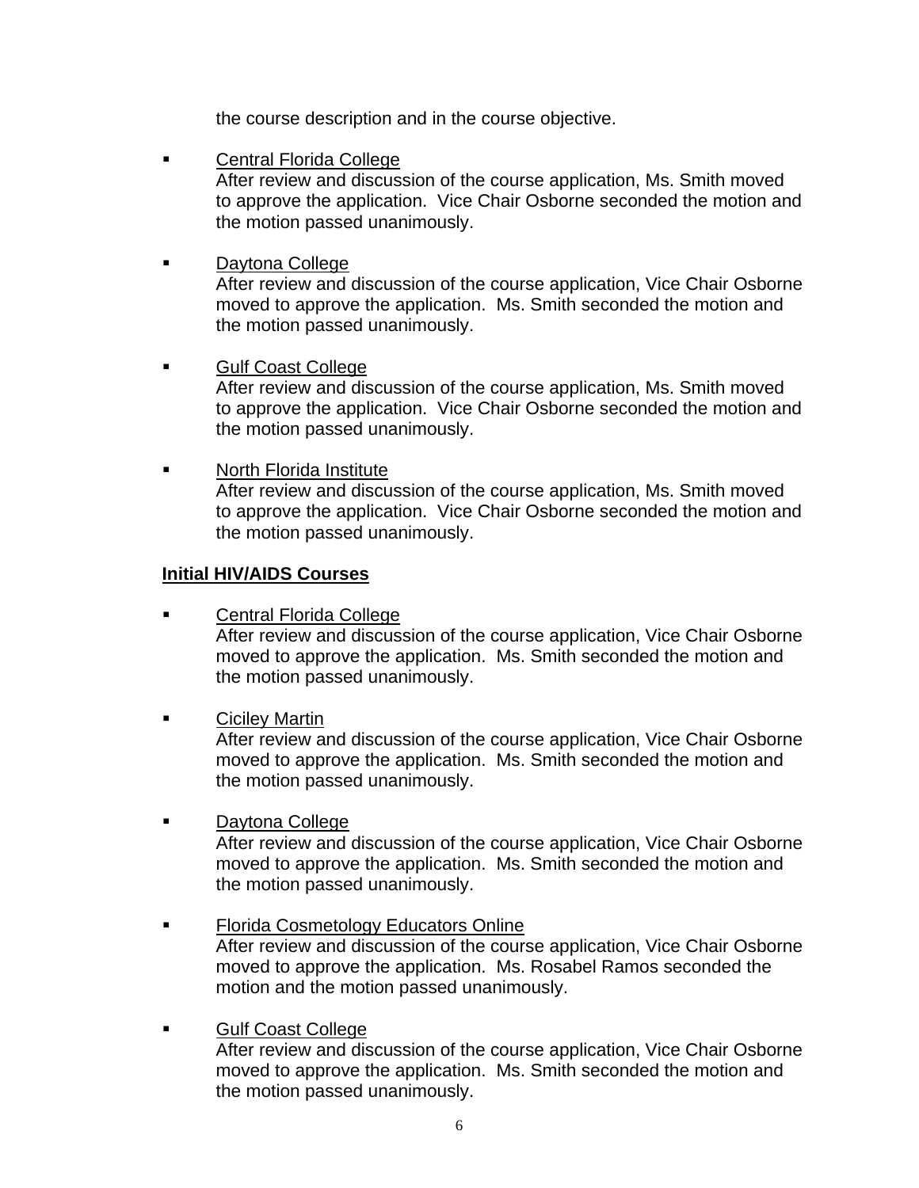the course description and in the course objective.

- Central Florida College
  After review and discussion of the course application, Ms. Smith moved to approve the application. Vice Chair Osborne seconded the motion and the motion passed unanimously.

- Daytona College
  After review and discussion of the course application, Vice Chair Osborne moved to approve the application. Ms. Smith seconded the motion and the motion passed unanimously.

- Gulf Coast College
  After review and discussion of the course application, Ms. Smith moved to approve the application. Vice Chair Osborne seconded the motion and the motion passed unanimously.

- North Florida Institute
  After review and discussion of the course application, Ms. Smith moved to approve the application. Vice Chair Osborne seconded the motion and the motion passed unanimously.

**Initial HIV/AIDS Courses**

- Central Florida College
  After review and discussion of the course application, Vice Chair Osborne moved to approve the application. Ms. Smith seconded the motion and the motion passed unanimously.

- Ciciley Martin
  After review and discussion of the course application, Vice Chair Osborne moved to approve the application. Ms. Smith seconded the motion and the motion passed unanimously.

- Daytona College
  After review and discussion of the course application, Vice Chair Osborne moved to approve the application. Ms. Smith seconded the motion and the motion passed unanimously.

- Florida Cosmetology Educators Online
  After review and discussion of the course application, Vice Chair Osborne moved to approve the application. Ms. Rosabel Ramos seconded the motion and the motion passed unanimously.

- Gulf Coast College
  After review and discussion of the course application, Vice Chair Osborne moved to approve the application. Ms. Smith seconded the motion and the motion passed unanimously.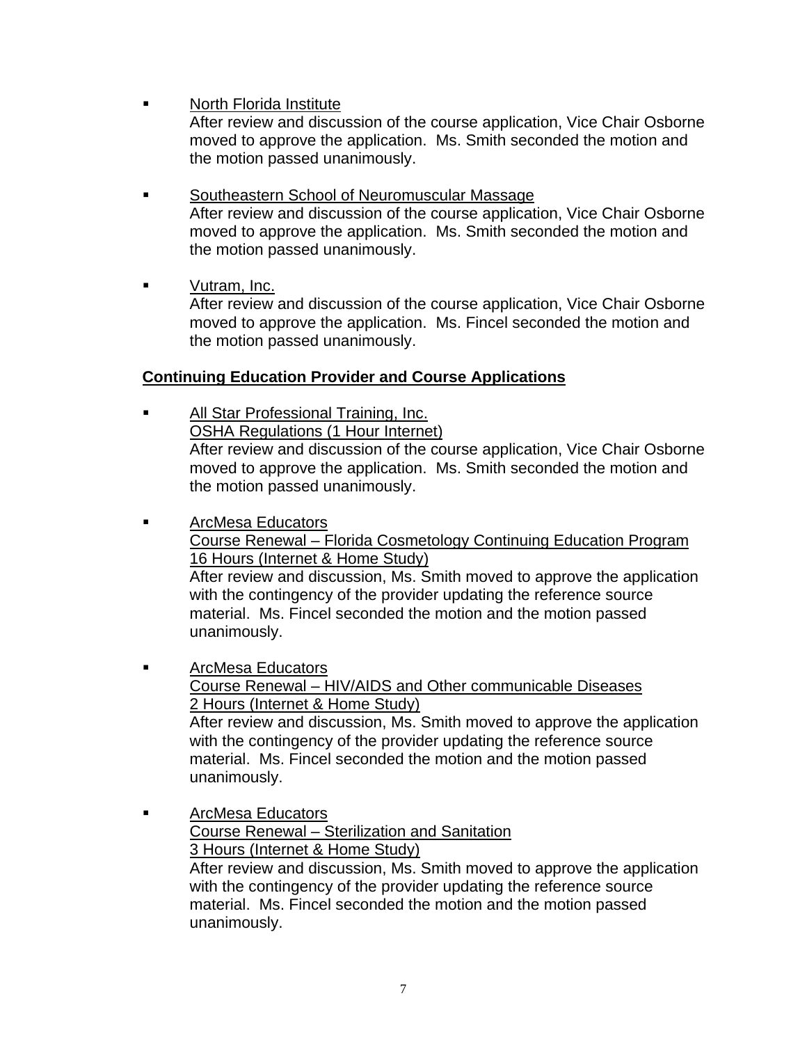- North Florida Institute
  After review and discussion of the course application, Vice Chair Osborne moved to approve the application. Ms. Smith seconded the motion and the motion passed unanimously.

- Southeastern School of Neuromuscular Massage
  After review and discussion of the course application, Vice Chair Osborne moved to approve the application. Ms. Smith seconded the motion and the motion passed unanimously.

- Vutram, Inc.
  After review and discussion of the course application, Vice Chair Osborne moved to approve the application. Ms. Fincel seconded the motion and the motion passed unanimously.

**Continuing Education Provider and Course Applications**

- All Star Professional Training, Inc.
  OSHA Regulations (1 Hour Internet)
  After review and discussion of the course application, Vice Chair Osborne moved to approve the application. Ms. Smith seconded the motion and the motion passed unanimously.

- ArcMesa Educators
  Course Renewal – Florida Cosmetology Continuing Education Program
  16 Hours (Internet & Home Study)
  After review and discussion, Ms. Smith moved to approve the application with the contingency of the provider updating the reference source material. Ms. Fincel seconded the motion and the motion passed unanimously.

- ArcMesa Educators
  Course Renewal – HIV/AIDS and Other communicable Diseases
  2 Hours (Internet & Home Study)
  After review and discussion, Ms. Smith moved to approve the application with the contingency of the provider updating the reference source material. Ms. Fincel seconded the motion and the motion passed unanimously.

- ArcMesa Educators
  Course Renewal – Sterilization and Sanitation
  3 Hours (Internet & Home Study)
  After review and discussion, Ms. Smith moved to approve the application with the contingency of the provider updating the reference source material. Ms. Fincel seconded the motion and the motion passed unanimously.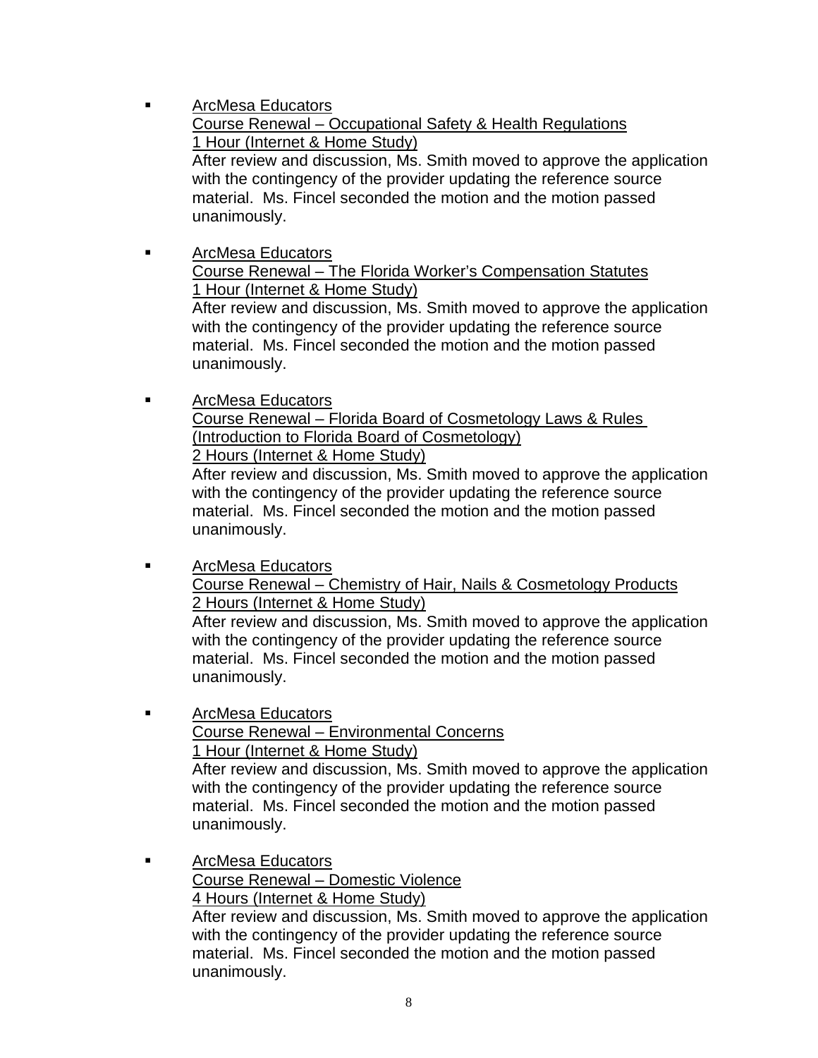- <u>ArcMesa Educators</u>
  <u>Course Renewal – Occupational Safety & Health Regulations</u>
  <u>1 Hour (Internet & Home Study)</u>
  After review and discussion, Ms. Smith moved to approve the application with the contingency of the provider updating the reference source material. Ms. Fincel seconded the motion and the motion passed unanimously.

- <u>ArcMesa Educators</u>
  <u>Course Renewal – The Florida Worker's Compensation Statutes</u>
  <u>1 Hour (Internet & Home Study)</u>
  After review and discussion, Ms. Smith moved to approve the application with the contingency of the provider updating the reference source material. Ms. Fincel seconded the motion and the motion passed unanimously.

- <u>ArcMesa Educators</u>
  <u>Course Renewal – Florida Board of Cosmetology Laws & Rules (Introduction to Florida Board of Cosmetology)</u>
  <u>2 Hours (Internet & Home Study)</u>
  After review and discussion, Ms. Smith moved to approve the application with the contingency of the provider updating the reference source material. Ms. Fincel seconded the motion and the motion passed unanimously.

- <u>ArcMesa Educators</u>
  <u>Course Renewal – Chemistry of Hair, Nails & Cosmetology Products</u>
  <u>2 Hours (Internet & Home Study)</u>
  After review and discussion, Ms. Smith moved to approve the application with the contingency of the provider updating the reference source material. Ms. Fincel seconded the motion and the motion passed unanimously.

- <u>ArcMesa Educators</u>
  <u>Course Renewal – Environmental Concerns</u>
  <u>1 Hour (Internet & Home Study)</u>
  After review and discussion, Ms. Smith moved to approve the application with the contingency of the provider updating the reference source material. Ms. Fincel seconded the motion and the motion passed unanimously.

- <u>ArcMesa Educators</u>
  <u>Course Renewal – Domestic Violence</u>
  <u>4 Hours (Internet & Home Study)</u>
  After review and discussion, Ms. Smith moved to approve the application with the contingency of the provider updating the reference source material. Ms. Fincel seconded the motion and the motion passed unanimously.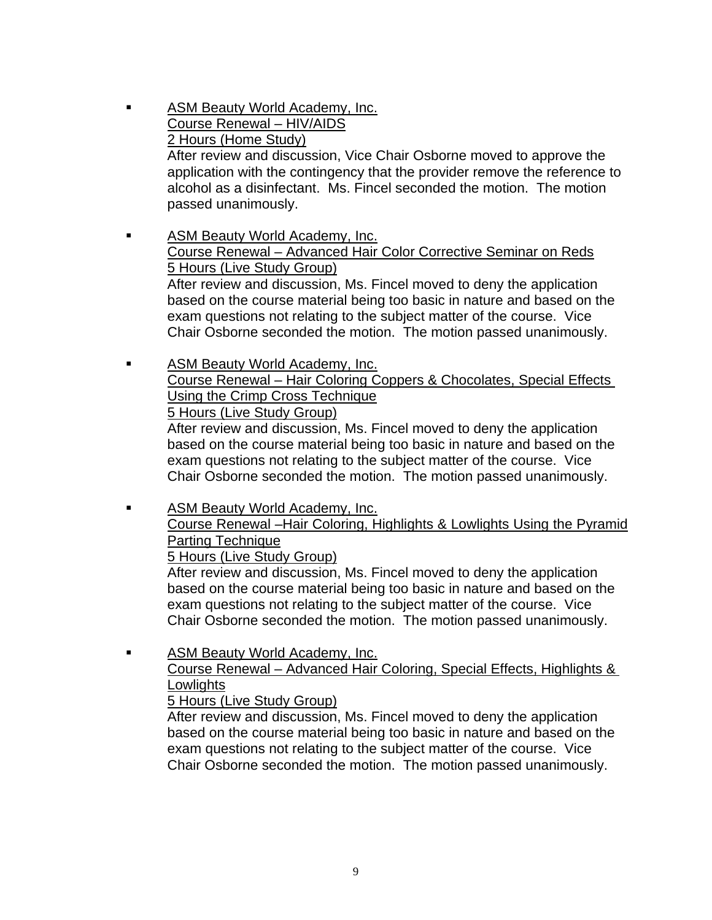- <u>ASM Beauty World Academy, Inc.</u>  
  <u>Course Renewal – HIV/AIDS</u>  
  <u>2 Hours (Home Study)</u>  
  After review and discussion, Vice Chair Osborne moved to approve the application with the contingency that the provider remove the reference to alcohol as a disinfectant. Ms. Fincel seconded the motion. The motion passed unanimously.

- <u>ASM Beauty World Academy, Inc.</u>  
  <u>Course Renewal – Advanced Hair Color Corrective Seminar on Reds</u>  
  <u>5 Hours (Live Study Group)</u>  
  After review and discussion, Ms. Fincel moved to deny the application based on the course material being too basic in nature and based on the exam questions not relating to the subject matter of the course. Vice Chair Osborne seconded the motion. The motion passed unanimously.

- <u>ASM Beauty World Academy, Inc.</u>  
  <u>Course Renewal – Hair Coloring Coppers & Chocolates, Special Effects Using the Crimp Cross Technique</u>  
  <u>5 Hours (Live Study Group)</u>  
  After review and discussion, Ms. Fincel moved to deny the application based on the course material being too basic in nature and based on the exam questions not relating to the subject matter of the course. Vice Chair Osborne seconded the motion. The motion passed unanimously.

- <u>ASM Beauty World Academy, Inc.</u>  
  <u>Course Renewal –Hair Coloring, Highlights & Lowlights Using the Pyramid Parting Technique</u>  
  <u>5 Hours (Live Study Group)</u>  
  After review and discussion, Ms. Fincel moved to deny the application based on the course material being too basic in nature and based on the exam questions not relating to the subject matter of the course. Vice Chair Osborne seconded the motion. The motion passed unanimously.

- <u>ASM Beauty World Academy, Inc.</u>  
  <u>Course Renewal – Advanced Hair Coloring, Special Effects, Highlights & Lowlights</u>  
  <u>5 Hours (Live Study Group)</u>  
  After review and discussion, Ms. Fincel moved to deny the application based on the course material being too basic in nature and based on the exam questions not relating to the subject matter of the course. Vice Chair Osborne seconded the motion. The motion passed unanimously.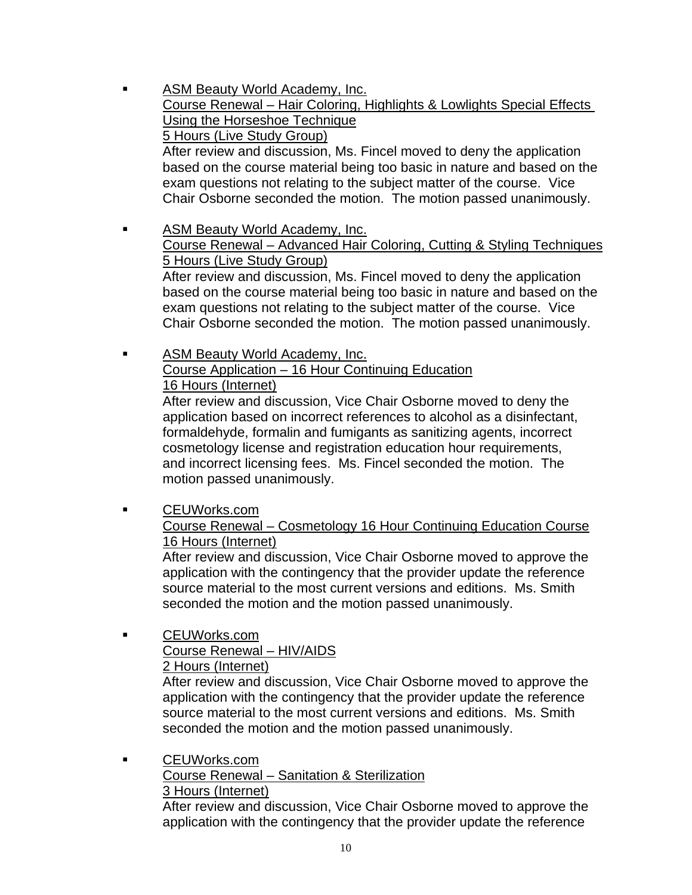- ASM Beauty World Academy, Inc.
  Course Renewal – Hair Coloring, Highlights & Lowlights Special Effects Using the Horseshoe Technique
  5 Hours (Live Study Group)
  After review and discussion, Ms. Fincel moved to deny the application based on the course material being too basic in nature and based on the exam questions not relating to the subject matter of the course. Vice Chair Osborne seconded the motion. The motion passed unanimously.

- ASM Beauty World Academy, Inc.
  Course Renewal – Advanced Hair Coloring, Cutting & Styling Techniques
  5 Hours (Live Study Group)
  After review and discussion, Ms. Fincel moved to deny the application based on the course material being too basic in nature and based on the exam questions not relating to the subject matter of the course. Vice Chair Osborne seconded the motion. The motion passed unanimously.

- ASM Beauty World Academy, Inc.
  Course Application – 16 Hour Continuing Education
  16 Hours (Internet)
  After review and discussion, Vice Chair Osborne moved to deny the application based on incorrect references to alcohol as a disinfectant, formaldehyde, formalin and fumigants as sanitizing agents, incorrect cosmetology license and registration education hour requirements, and incorrect licensing fees. Ms. Fincel seconded the motion. The motion passed unanimously.

- CEUWorks.com
  Course Renewal – Cosmetology 16 Hour Continuing Education Course
  16 Hours (Internet)
  After review and discussion, Vice Chair Osborne moved to approve the application with the contingency that the provider update the reference source material to the most current versions and editions. Ms. Smith seconded the motion and the motion passed unanimously.

- CEUWorks.com
  Course Renewal – HIV/AIDS
  2 Hours (Internet)
  After review and discussion, Vice Chair Osborne moved to approve the application with the contingency that the provider update the reference source material to the most current versions and editions. Ms. Smith seconded the motion and the motion passed unanimously.

- CEUWorks.com
  Course Renewal – Sanitation & Sterilization
  3 Hours (Internet)
  After review and discussion, Vice Chair Osborne moved to approve the application with the contingency that the provider update the reference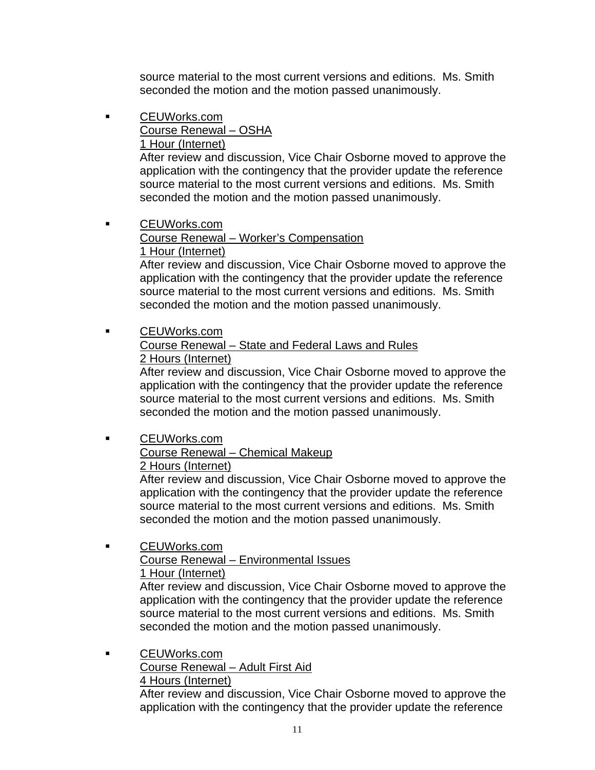source material to the most current versions and editions. Ms. Smith seconded the motion and the motion passed unanimously.

- <u>CEUWorks.com</u>
  <u>Course Renewal – OSHA</u>
  <u>1 Hour (Internet)</u>
  After review and discussion, Vice Chair Osborne moved to approve the application with the contingency that the provider update the reference source material to the most current versions and editions. Ms. Smith seconded the motion and the motion passed unanimously.

- <u>CEUWorks.com</u>
  <u>Course Renewal – Worker's Compensation</u>
  <u>1 Hour (Internet)</u>
  After review and discussion, Vice Chair Osborne moved to approve the application with the contingency that the provider update the reference source material to the most current versions and editions. Ms. Smith seconded the motion and the motion passed unanimously.

- <u>CEUWorks.com</u>
  <u>Course Renewal – State and Federal Laws and Rules</u>
  <u>2 Hours (Internet)</u>
  After review and discussion, Vice Chair Osborne moved to approve the application with the contingency that the provider update the reference source material to the most current versions and editions. Ms. Smith seconded the motion and the motion passed unanimously.

- <u>CEUWorks.com</u>
  <u>Course Renewal – Chemical Makeup</u>
  <u>2 Hours (Internet)</u>
  After review and discussion, Vice Chair Osborne moved to approve the application with the contingency that the provider update the reference source material to the most current versions and editions. Ms. Smith seconded the motion and the motion passed unanimously.

- <u>CEUWorks.com</u>
  <u>Course Renewal – Environmental Issues</u>
  <u>1 Hour (Internet)</u>
  After review and discussion, Vice Chair Osborne moved to approve the application with the contingency that the provider update the reference source material to the most current versions and editions. Ms. Smith seconded the motion and the motion passed unanimously.

- <u>CEUWorks.com</u>
  <u>Course Renewal – Adult First Aid</u>
  <u>4 Hours (Internet)</u>
  After review and discussion, Vice Chair Osborne moved to approve the application with the contingency that the provider update the reference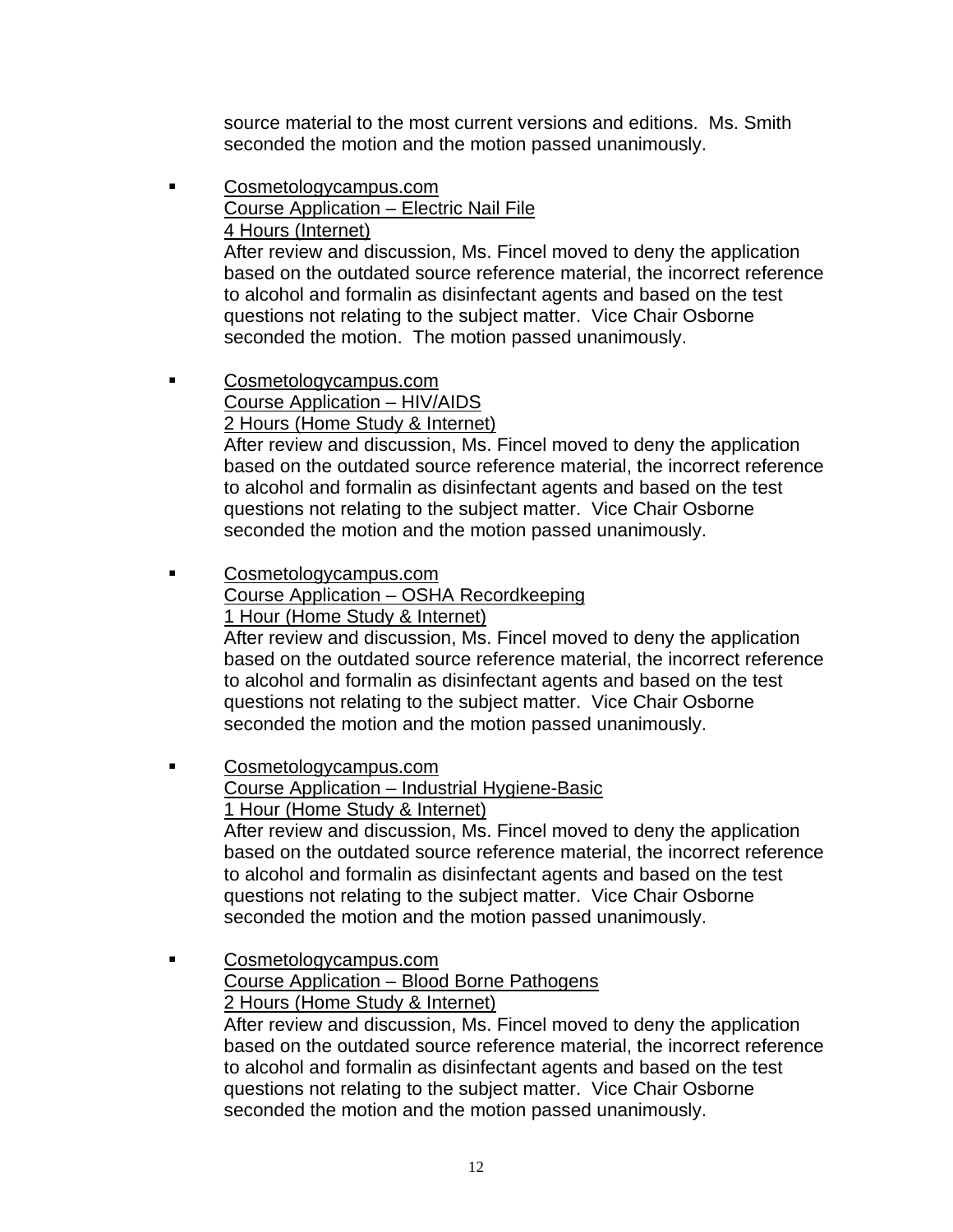source material to the most current versions and editions. Ms. Smith seconded the motion and the motion passed unanimously.

- Cosmetologycampus.com
  Course Application – Electric Nail File
  4 Hours (Internet)
  After review and discussion, Ms. Fincel moved to deny the application based on the outdated source reference material, the incorrect reference to alcohol and formalin as disinfectant agents and based on the test questions not relating to the subject matter. Vice Chair Osborne seconded the motion. The motion passed unanimously.

- Cosmetologycampus.com
  Course Application – HIV/AIDS
  2 Hours (Home Study & Internet)
  After review and discussion, Ms. Fincel moved to deny the application based on the outdated source reference material, the incorrect reference to alcohol and formalin as disinfectant agents and based on the test questions not relating to the subject matter. Vice Chair Osborne seconded the motion and the motion passed unanimously.

- Cosmetologycampus.com
  Course Application – OSHA Recordkeeping
  1 Hour (Home Study & Internet)
  After review and discussion, Ms. Fincel moved to deny the application based on the outdated source reference material, the incorrect reference to alcohol and formalin as disinfectant agents and based on the test questions not relating to the subject matter. Vice Chair Osborne seconded the motion and the motion passed unanimously.

- Cosmetologycampus.com
  Course Application – Industrial Hygiene-Basic
  1 Hour (Home Study & Internet)
  After review and discussion, Ms. Fincel moved to deny the application based on the outdated source reference material, the incorrect reference to alcohol and formalin as disinfectant agents and based on the test questions not relating to the subject matter. Vice Chair Osborne seconded the motion and the motion passed unanimously.

- Cosmetologycampus.com
  Course Application – Blood Borne Pathogens
  2 Hours (Home Study & Internet)
  After review and discussion, Ms. Fincel moved to deny the application based on the outdated source reference material, the incorrect reference to alcohol and formalin as disinfectant agents and based on the test questions not relating to the subject matter. Vice Chair Osborne seconded the motion and the motion passed unanimously.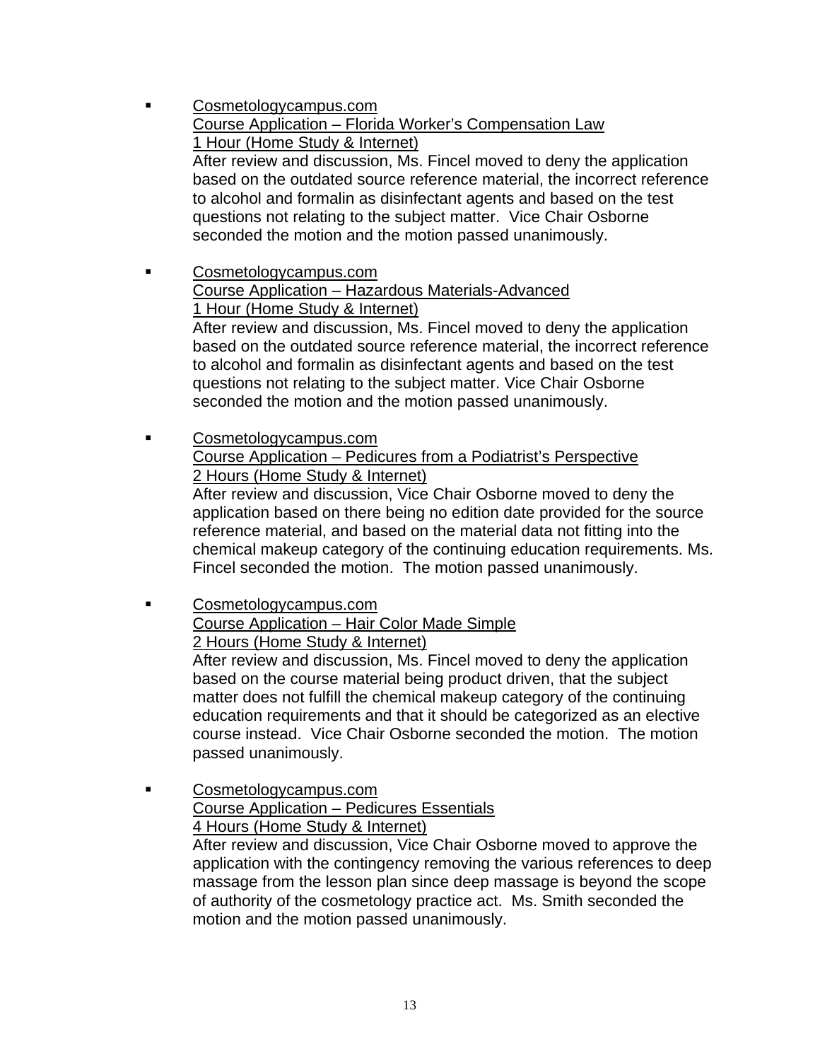- Cosmetologycampus.com  
  Course Application – Florida Worker's Compensation Law  
  1 Hour (Home Study & Internet)  
  After review and discussion, Ms. Fincel moved to deny the application based on the outdated source reference material, the incorrect reference to alcohol and formalin as disinfectant agents and based on the test questions not relating to the subject matter. Vice Chair Osborne seconded the motion and the motion passed unanimously.

- Cosmetologycampus.com  
  Course Application – Hazardous Materials-Advanced  
  1 Hour (Home Study & Internet)  
  After review and discussion, Ms. Fincel moved to deny the application based on the outdated source reference material, the incorrect reference to alcohol and formalin as disinfectant agents and based on the test questions not relating to the subject matter. Vice Chair Osborne seconded the motion and the motion passed unanimously.

- Cosmetologycampus.com  
  Course Application – Pedicures from a Podiatrist's Perspective  
  2 Hours (Home Study & Internet)  
  After review and discussion, Vice Chair Osborne moved to deny the application based on there being no edition date provided for the source reference material, and based on the material data not fitting into the chemical makeup category of the continuing education requirements. Ms. Fincel seconded the motion. The motion passed unanimously.

- Cosmetologycampus.com  
  Course Application – Hair Color Made Simple  
  2 Hours (Home Study & Internet)  
  After review and discussion, Ms. Fincel moved to deny the application based on the course material being product driven, that the subject matter does not fulfill the chemical makeup category of the continuing education requirements and that it should be categorized as an elective course instead. Vice Chair Osborne seconded the motion. The motion passed unanimously.

- Cosmetologycampus.com  
  Course Application – Pedicures Essentials  
  4 Hours (Home Study & Internet)  
  After review and discussion, Vice Chair Osborne moved to approve the application with the contingency removing the various references to deep massage from the lesson plan since deep massage is beyond the scope of authority of the cosmetology practice act. Ms. Smith seconded the motion and the motion passed unanimously.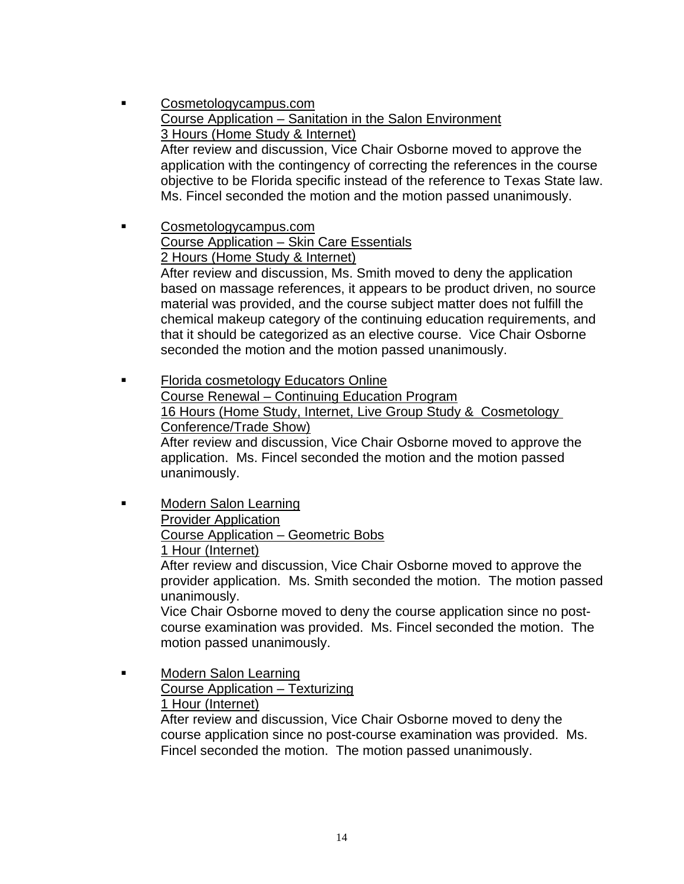- Cosmetologycampus.com
  Course Application – Sanitation in the Salon Environment
  3 Hours (Home Study & Internet)
  After review and discussion, Vice Chair Osborne moved to approve the application with the contingency of correcting the references in the course objective to be Florida specific instead of the reference to Texas State law. Ms. Fincel seconded the motion and the motion passed unanimously.

- Cosmetologycampus.com
  Course Application – Skin Care Essentials
  2 Hours (Home Study & Internet)
  After review and discussion, Ms. Smith moved to deny the application based on massage references, it appears to be product driven, no source material was provided, and the course subject matter does not fulfill the chemical makeup category of the continuing education requirements, and that it should be categorized as an elective course. Vice Chair Osborne seconded the motion and the motion passed unanimously.

- Florida cosmetology Educators Online
  Course Renewal – Continuing Education Program
  16 Hours (Home Study, Internet, Live Group Study & Cosmetology Conference/Trade Show)
  After review and discussion, Vice Chair Osborne moved to approve the application. Ms. Fincel seconded the motion and the motion passed unanimously.

- Modern Salon Learning
  Provider Application
  Course Application – Geometric Bobs
  1 Hour (Internet)
  After review and discussion, Vice Chair Osborne moved to approve the provider application. Ms. Smith seconded the motion. The motion passed unanimously.
  Vice Chair Osborne moved to deny the course application since no post-course examination was provided. Ms. Fincel seconded the motion. The motion passed unanimously.

- Modern Salon Learning
  Course Application – Texturizing
  1 Hour (Internet)
  After review and discussion, Vice Chair Osborne moved to deny the course application since no post-course examination was provided. Ms. Fincel seconded the motion. The motion passed unanimously.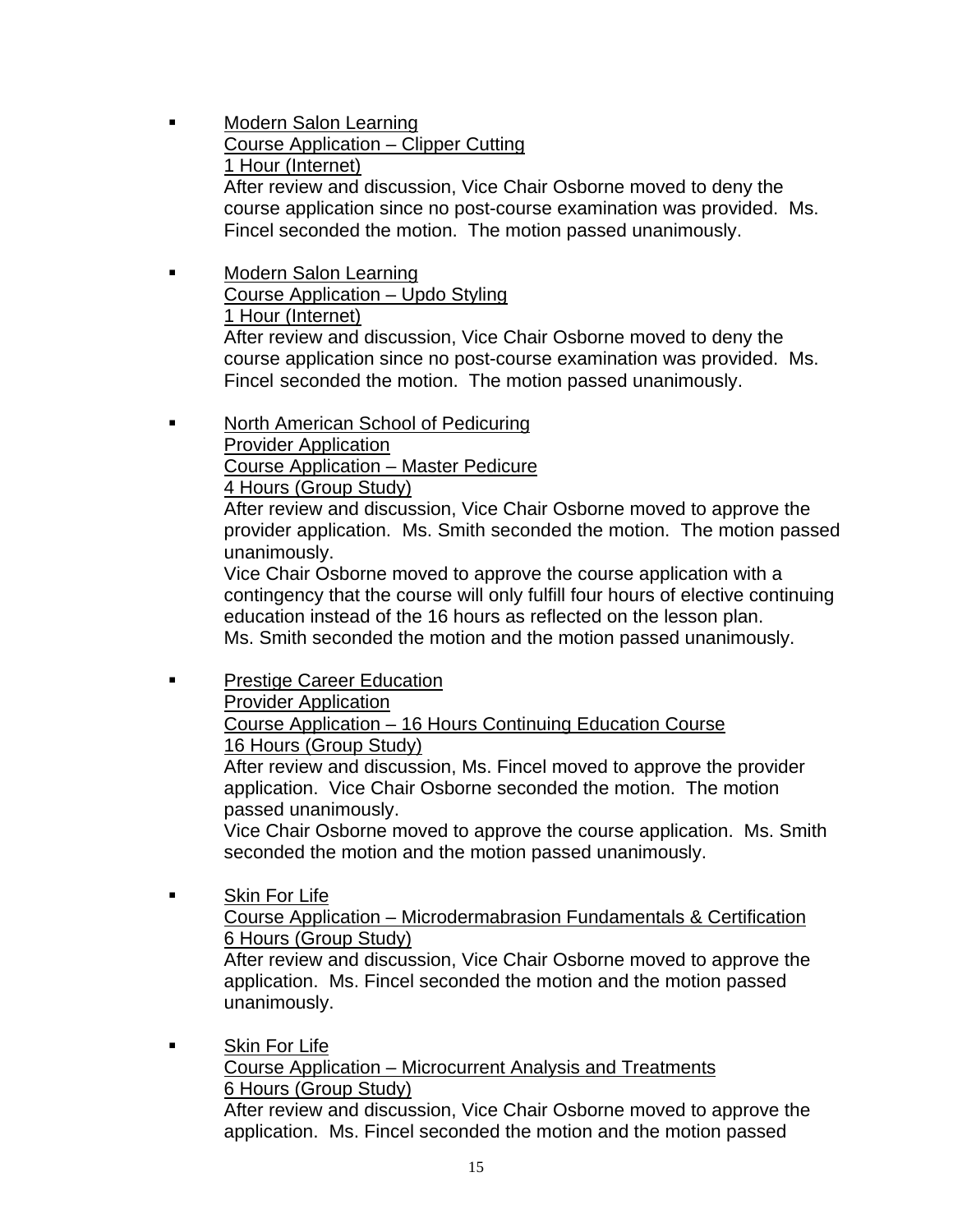- <u>Modern Salon Learning</u>
  <u>Course Application – Clipper Cutting</u>
  <u>1 Hour (Internet)</u>
  After review and discussion, Vice Chair Osborne moved to deny the course application since no post-course examination was provided. Ms. Fincel seconded the motion. The motion passed unanimously.

- <u>Modern Salon Learning</u>
  <u>Course Application – Updo Styling</u>
  <u>1 Hour (Internet)</u>
  After review and discussion, Vice Chair Osborne moved to deny the course application since no post-course examination was provided. Ms. Fincel seconded the motion. The motion passed unanimously.

- <u>North American School of Pedicuring</u>
  <u>Provider Application</u>
  <u>Course Application – Master Pedicure</u>
  <u>4 Hours (Group Study)</u>
  After review and discussion, Vice Chair Osborne moved to approve the provider application. Ms. Smith seconded the motion. The motion passed unanimously.
  Vice Chair Osborne moved to approve the course application with a contingency that the course will only fulfill four hours of elective continuing education instead of the 16 hours as reflected on the lesson plan.
  Ms. Smith seconded the motion and the motion passed unanimously.

- <u>Prestige Career Education</u>
  <u>Provider Application</u>
  <u>Course Application – 16 Hours Continuing Education Course</u>
  <u>16 Hours (Group Study)</u>
  After review and discussion, Ms. Fincel moved to approve the provider application. Vice Chair Osborne seconded the motion. The motion passed unanimously.
  Vice Chair Osborne moved to approve the course application. Ms. Smith seconded the motion and the motion passed unanimously.

- <u>Skin For Life</u>
  <u>Course Application – Microdermabrasion Fundamentals & Certification</u>
  <u>6 Hours (Group Study)</u>
  After review and discussion, Vice Chair Osborne moved to approve the application. Ms. Fincel seconded the motion and the motion passed unanimously.

- <u>Skin For Life</u>
  <u>Course Application – Microcurrent Analysis and Treatments</u>
  <u>6 Hours (Group Study)</u>
  After review and discussion, Vice Chair Osborne moved to approve the application. Ms. Fincel seconded the motion and the motion passed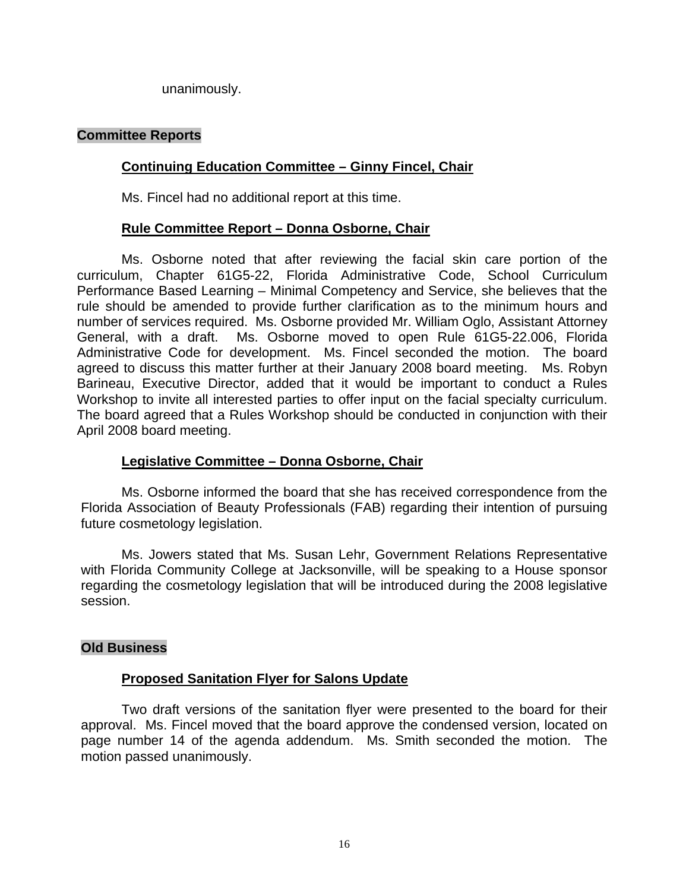unanimously.

## Committee Reports

### Continuing Education Committee – Ginny Fincel, Chair

Ms. Fincel had no additional report at this time.

### Rule Committee Report – Donna Osborne, Chair

Ms. Osborne noted that after reviewing the facial skin care portion of the curriculum, Chapter 61G5-22, Florida Administrative Code, School Curriculum Performance Based Learning – Minimal Competency and Service, she believes that the rule should be amended to provide further clarification as to the minimum hours and number of services required. Ms. Osborne provided Mr. William Oglo, Assistant Attorney General, with a draft. Ms. Osborne moved to open Rule 61G5-22.006, Florida Administrative Code for development. Ms. Fincel seconded the motion. The board agreed to discuss this matter further at their January 2008 board meeting. Ms. Robyn Barineau, Executive Director, added that it would be important to conduct a Rules Workshop to invite all interested parties to offer input on the facial specialty curriculum. The board agreed that a Rules Workshop should be conducted in conjunction with their April 2008 board meeting.

### Legislative Committee – Donna Osborne, Chair

Ms. Osborne informed the board that she has received correspondence from the Florida Association of Beauty Professionals (FAB) regarding their intention of pursuing future cosmetology legislation.

Ms. Jowers stated that Ms. Susan Lehr, Government Relations Representative with Florida Community College at Jacksonville, will be speaking to a House sponsor regarding the cosmetology legislation that will be introduced during the 2008 legislative session.

## Old Business

### Proposed Sanitation Flyer for Salons Update

Two draft versions of the sanitation flyer were presented to the board for their approval. Ms. Fincel moved that the board approve the condensed version, located on page number 14 of the agenda addendum. Ms. Smith seconded the motion. The motion passed unanimously.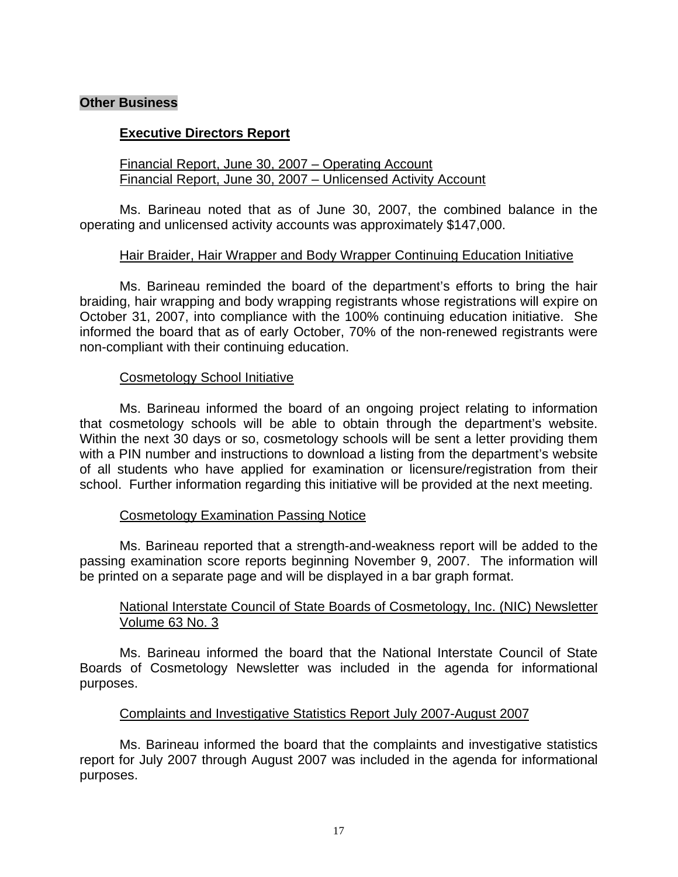## Other Business

### Executive Directors Report

Financial Report, June 30, 2007 – Operating Account
Financial Report, June 30, 2007 – Unlicensed Activity Account

Ms. Barineau noted that as of June 30, 2007, the combined balance in the operating and unlicensed activity accounts was approximately $147,000.

Hair Braider, Hair Wrapper and Body Wrapper Continuing Education Initiative

Ms. Barineau reminded the board of the department's efforts to bring the hair braiding, hair wrapping and body wrapping registrants whose registrations will expire on October 31, 2007, into compliance with the 100% continuing education initiative. She informed the board that as of early October, 70% of the non-renewed registrants were non-compliant with their continuing education.

Cosmetology School Initiative

Ms. Barineau informed the board of an ongoing project relating to information that cosmetology schools will be able to obtain through the department's website. Within the next 30 days or so, cosmetology schools will be sent a letter providing them with a PIN number and instructions to download a listing from the department's website of all students who have applied for examination or licensure/registration from their school. Further information regarding this initiative will be provided at the next meeting.

Cosmetology Examination Passing Notice

Ms. Barineau reported that a strength-and-weakness report will be added to the passing examination score reports beginning November 9, 2007. The information will be printed on a separate page and will be displayed in a bar graph format.

National Interstate Council of State Boards of Cosmetology, Inc. (NIC) Newsletter Volume 63 No. 3

Ms. Barineau informed the board that the National Interstate Council of State Boards of Cosmetology Newsletter was included in the agenda for informational purposes.

Complaints and Investigative Statistics Report July 2007-August 2007

Ms. Barineau informed the board that the complaints and investigative statistics report for July 2007 through August 2007 was included in the agenda for informational purposes.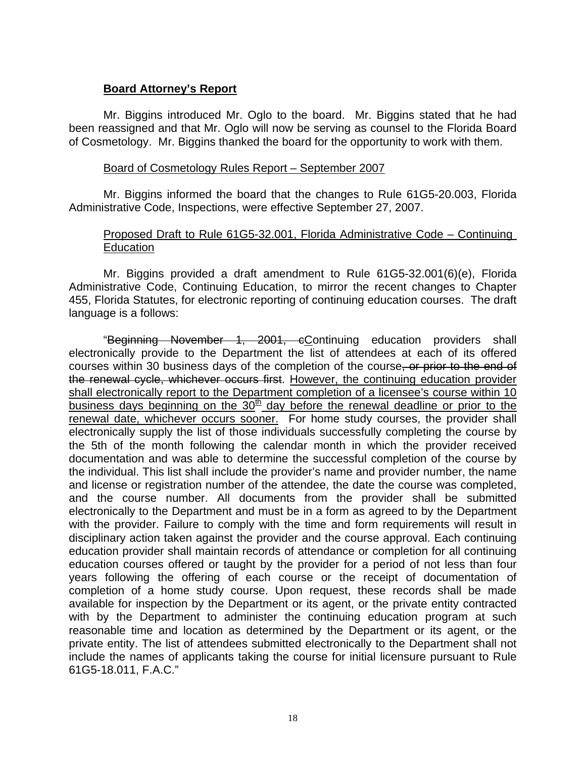**Board Attorney's Report**

Mr. Biggins introduced Mr. Oglo to the board. Mr. Biggins stated that he had been reassigned and that Mr. Oglo will now be serving as counsel to the Florida Board of Cosmetology. Mr. Biggins thanked the board for the opportunity to work with them.

Board of Cosmetology Rules Report – September 2007

Mr. Biggins informed the board that the changes to Rule 61G5-20.003, Florida Administrative Code, Inspections, were effective September 27, 2007.

Proposed Draft to Rule 61G5-32.001, Florida Administrative Code – Continuing Education

Mr. Biggins provided a draft amendment to Rule 61G5-32.001(6)(e), Florida Administrative Code, Continuing Education, to mirror the recent changes to Chapter 455, Florida Statutes, for electronic reporting of continuing education courses. The draft language is a follows:

"~~Beginning November 1, 2001, c~~Continuing education providers shall electronically provide to the Department the list of attendees at each of its offered courses within 30 business days of the completion of the course~~, or prior to the end of the renewal cycle, whichever occurs first~~. However, the continuing education provider shall electronically report to the Department completion of a licensee's course within 10 business days beginning on the 30th day before the renewal deadline or prior to the renewal date, whichever occurs sooner. For home study courses, the provider shall electronically supply the list of those individuals successfully completing the course by the 5th of the month following the calendar month in which the provider received documentation and was able to determine the successful completion of the course by the individual. This list shall include the provider's name and provider number, the name and license or registration number of the attendee, the date the course was completed, and the course number. All documents from the provider shall be submitted electronically to the Department and must be in a form as agreed to by the Department with the provider. Failure to comply with the time and form requirements will result in disciplinary action taken against the provider and the course approval. Each continuing education provider shall maintain records of attendance or completion for all continuing education courses offered or taught by the provider for a period of not less than four years following the offering of each course or the receipt of documentation of completion of a home study course. Upon request, these records shall be made available for inspection by the Department or its agent, or the private entity contracted with by the Department to administer the continuing education program at such reasonable time and location as determined by the Department or its agent, or the private entity. The list of attendees submitted electronically to the Department shall not include the names of applicants taking the course for initial licensure pursuant to Rule 61G5-18.011, F.A.C."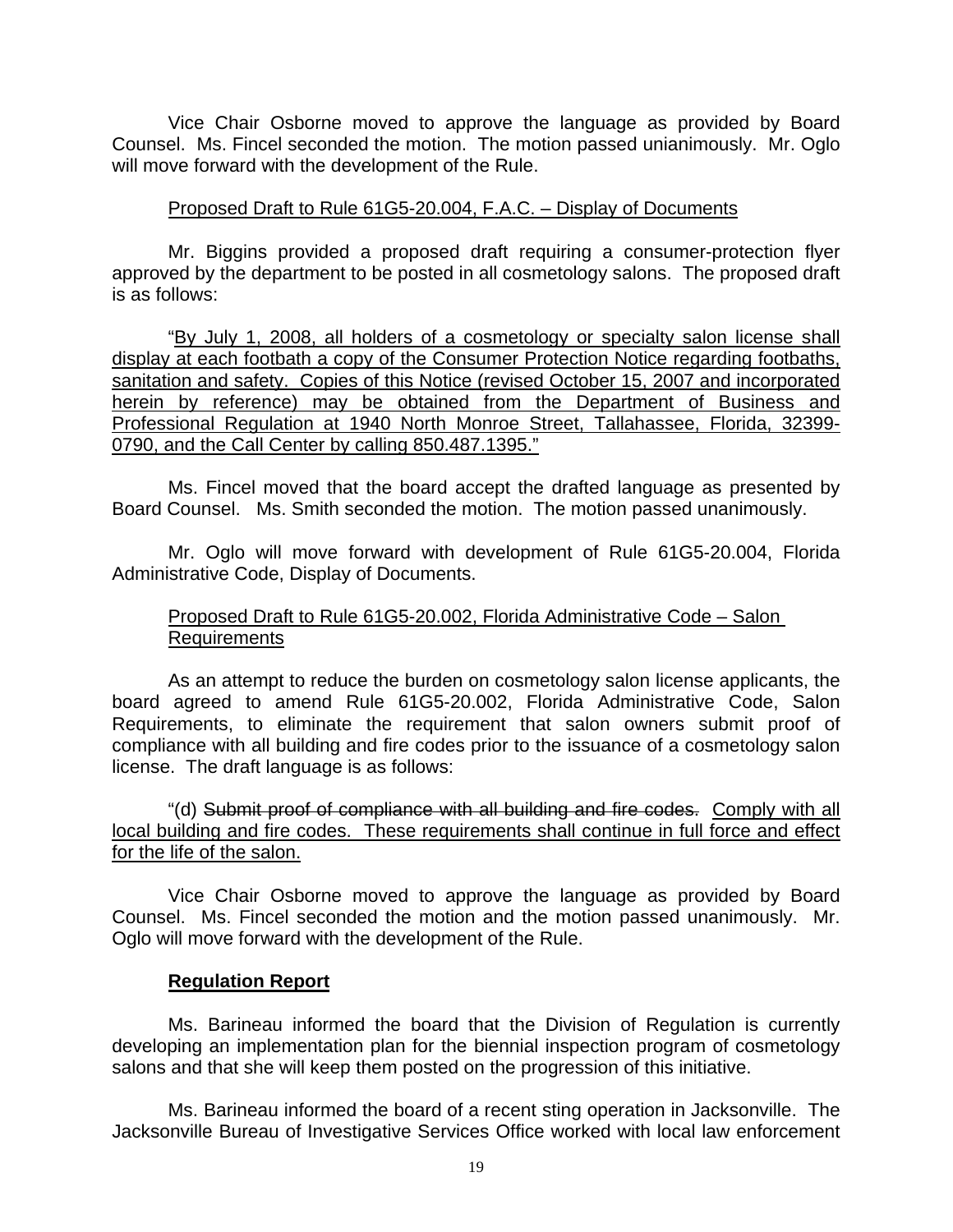Vice Chair Osborne moved to approve the language as provided by Board Counsel. Ms. Fincel seconded the motion. The motion passed unianimously. Mr. Oglo will move forward with the development of the Rule.

<u>Proposed Draft to Rule 61G5-20.004, F.A.C. – Display of Documents</u>

Mr. Biggins provided a proposed draft requiring a consumer-protection flyer approved by the department to be posted in all cosmetology salons. The proposed draft is as follows:

"<u>By July 1, 2008, all holders of a cosmetology or specialty salon license shall display at each footbath a copy of the Consumer Protection Notice regarding footbaths, sanitation and safety. Copies of this Notice (revised October 15, 2007 and incorporated herein by reference) may be obtained from the Department of Business and Professional Regulation at 1940 North Monroe Street, Tallahassee, Florida, 32399-0790, and the Call Center by calling 850.487.1395."</u>

Ms. Fincel moved that the board accept the drafted language as presented by Board Counsel. Ms. Smith seconded the motion. The motion passed unanimously.

Mr. Oglo will move forward with development of Rule 61G5-20.004, Florida Administrative Code, Display of Documents.

<u>Proposed Draft to Rule 61G5-20.002, Florida Administrative Code – Salon Requirements</u>

As an attempt to reduce the burden on cosmetology salon license applicants, the board agreed to amend Rule 61G5-20.002, Florida Administrative Code, Salon Requirements, to eliminate the requirement that salon owners submit proof of compliance with all building and fire codes prior to the issuance of a cosmetology salon license. The draft language is as follows:

"(d) ~~Submit proof of compliance with all building and fire codes.~~ <u>Comply with all local building and fire codes. These requirements shall continue in full force and effect for the life of the salon.</u>

Vice Chair Osborne moved to approve the language as provided by Board Counsel. Ms. Fincel seconded the motion and the motion passed unanimously. Mr. Oglo will move forward with the development of the Rule.

**<u>Regulation Report</u>**

Ms. Barineau informed the board that the Division of Regulation is currently developing an implementation plan for the biennial inspection program of cosmetology salons and that she will keep them posted on the progression of this initiative.

Ms. Barineau informed the board of a recent sting operation in Jacksonville. The Jacksonville Bureau of Investigative Services Office worked with local law enforcement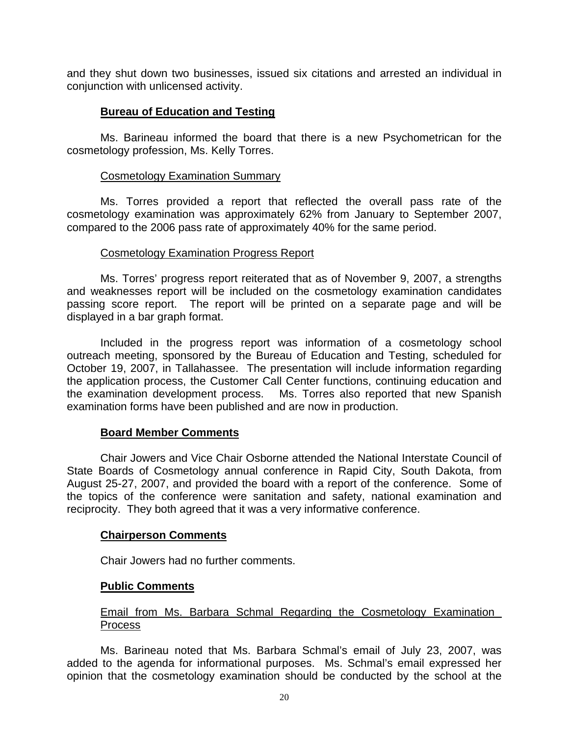and they shut down two businesses, issued six citations and arrested an individual in conjunction with unlicensed activity.

## Bureau of Education and Testing

Ms. Barineau informed the board that there is a new Psychometrican for the cosmetology profession, Ms. Kelly Torres.

### Cosmetology Examination Summary

Ms. Torres provided a report that reflected the overall pass rate of the cosmetology examination was approximately 62% from January to September 2007, compared to the 2006 pass rate of approximately 40% for the same period.

### Cosmetology Examination Progress Report

Ms. Torres' progress report reiterated that as of November 9, 2007, a strengths and weaknesses report will be included on the cosmetology examination candidates passing score report. The report will be printed on a separate page and will be displayed in a bar graph format.

Included in the progress report was information of a cosmetology school outreach meeting, sponsored by the Bureau of Education and Testing, scheduled for October 19, 2007, in Tallahassee. The presentation will include information regarding the application process, the Customer Call Center functions, continuing education and the examination development process. Ms. Torres also reported that new Spanish examination forms have been published and are now in production.

## Board Member Comments

Chair Jowers and Vice Chair Osborne attended the National Interstate Council of State Boards of Cosmetology annual conference in Rapid City, South Dakota, from August 25-27, 2007, and provided the board with a report of the conference. Some of the topics of the conference were sanitation and safety, national examination and reciprocity. They both agreed that it was a very informative conference.

## Chairperson Comments

Chair Jowers had no further comments.

## Public Comments

### Email from Ms. Barbara Schmal Regarding the Cosmetology Examination Process

Ms. Barineau noted that Ms. Barbara Schmal's email of July 23, 2007, was added to the agenda for informational purposes. Ms. Schmal's email expressed her opinion that the cosmetology examination should be conducted by the school at the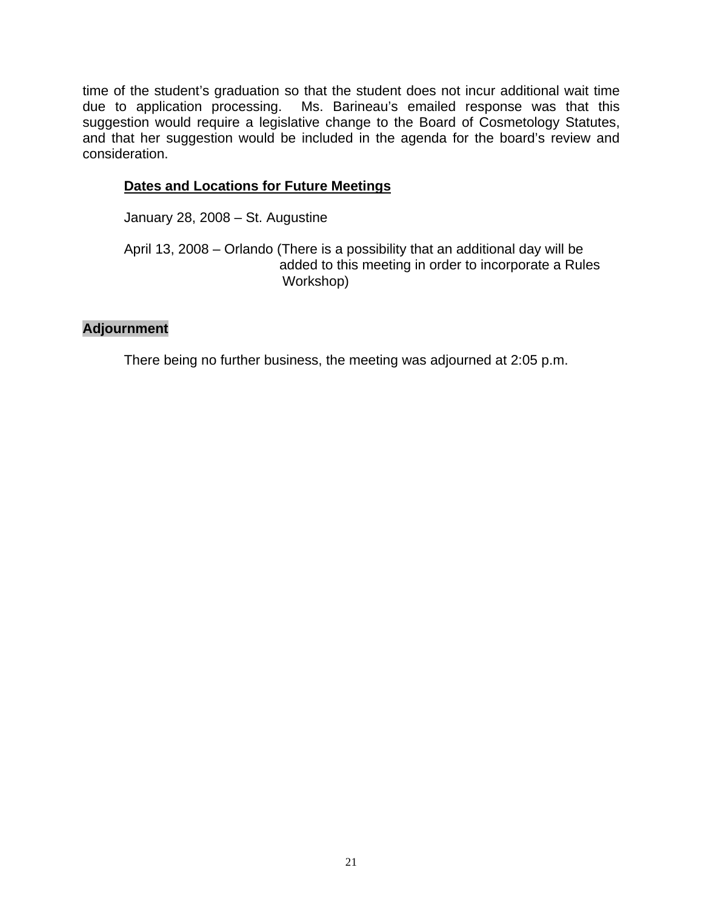time of the student's graduation so that the student does not incur additional wait time due to application processing. Ms. Barineau's emailed response was that this suggestion would require a legislative change to the Board of Cosmetology Statutes, and that her suggestion would be included in the agenda for the board's review and consideration.

**Dates and Locations for Future Meetings**

January 28, 2008 – St. Augustine

April 13, 2008 – Orlando (There is a possibility that an additional day will be added to this meeting in order to incorporate a Rules Workshop)

## Adjournment

There being no further business, the meeting was adjourned at 2:05 p.m.